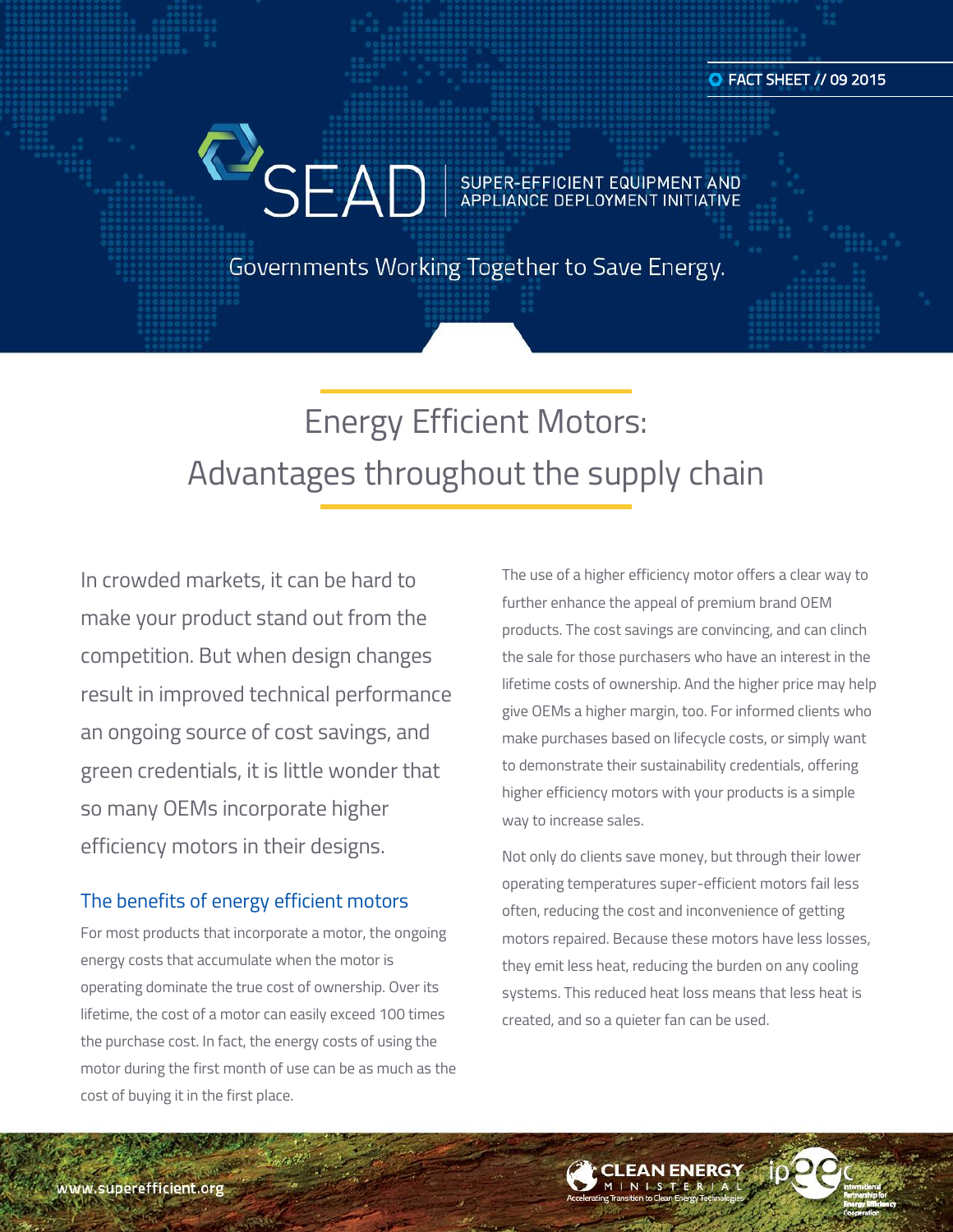FACT SHEET // 09 2015

SEAD | SUPER-EFFICIENT EQUIPMENT AND APPLIANCE DEPLOYMENT INITIATIVE

Governments Working Together to Save Energy.

# Energy Efficient Motors: Advantages throughout the supply chain

In crowded markets, it can be hard to make your product stand out from the competition. But when design changes result in improved technical performance an ongoing source of cost savings, and green credentials, it is little wonder that so many OEMs incorporate higher efficiency motors in their designs.

## The benefits of energy efficient motors

For most products that incorporate a motor, the ongoing energy costs that accumulate when the motor is operating dominate the true cost of ownership. Over its lifetime, the cost of a motor can easily exceed 100 times the purchase cost. In fact, the energy costs of using the motor during the first month of use can be as much as the cost of buying it in the first place.

The use of a higher efficiency motor offers a clear way to further enhance the appeal of premium brand OEM products. The cost savings are convincing, and can clinch the sale for those purchasers who have an interest in the lifetime costs of ownership. And the higher price may help give OEMs a higher margin, too. For informed clients who make purchases based on lifecycle costs, or simply want to demonstrate their sustainability credentials, offering higher efficiency motors with your products is a simple way to increase sales.

Not only do clients save money, but through their lower operating temperatures super-efficient motors fail less often, reducing the cost and inconvenience of getting motors repaired. Because these motors have less losses, they emit less heat, reducing the burden on any cooling systems. This reduced heat loss means that less heat is created, and so a quieter fan can be used.

www.superefficient.org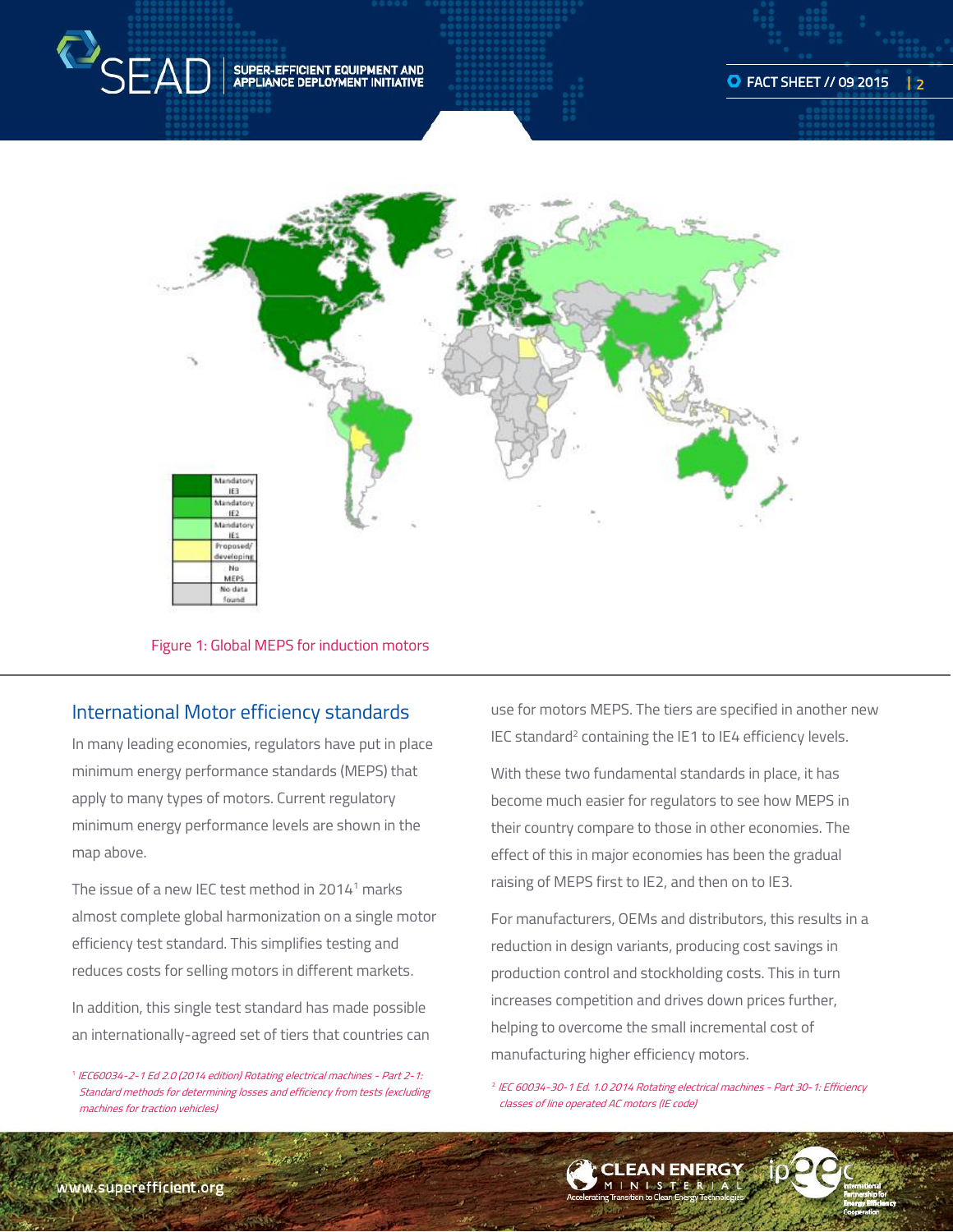| | |
|---|---|
| | Mandatory IE3 |
| | Mandatory IE2 |
| | Mandatory IE1 |
| | Proposed/ developing |
| | No MEPS |
| | No data found |

Figure 1: Global MEPS for induction motors

## International Motor efficiency standards

In many leading economies, regulators have put in place minimum energy performance standards (MEPS) that apply to many types of motors. Current regulatory minimum energy performance levels are shown in the map above.

The issue of a new IEC test method in 2014[1] marks almost complete global harmonization on a single motor efficiency test standard. This simplifies testing and reduces costs for selling motors in different markets.

In addition, this single test standard has made possible an internationally-agreed set of tiers that countries can use for motors MEPS. The tiers are specified in another new IEC standard[2] containing the IE1 to IE4 efficiency levels.

With these two fundamental standards in place, it has become much easier for regulators to see how MEPS in their country compare to those in other economies. The effect of this in major economies has been the gradual raising of MEPS first to IE2, and then on to IE3.

For manufacturers, OEMs and distributors, this results in a reduction in design variants, producing cost savings in production control and stockholding costs. This in turn increases competition and drives down prices further, helping to overcome the small incremental cost of manufacturing higher efficiency motors.

[1] *IEC60034-2-1 Ed 2.0 (2014 edition) Rotating electrical machines - Part 2-1: Standard methods for determining losses and efficiency from tests (excluding machines for traction vehicles)*

[2] *IEC 60034-30-1 Ed. 1.0 2014 Rotating electrical machines - Part 30-1: Efficiency classes of line operated AC motors (IE code)*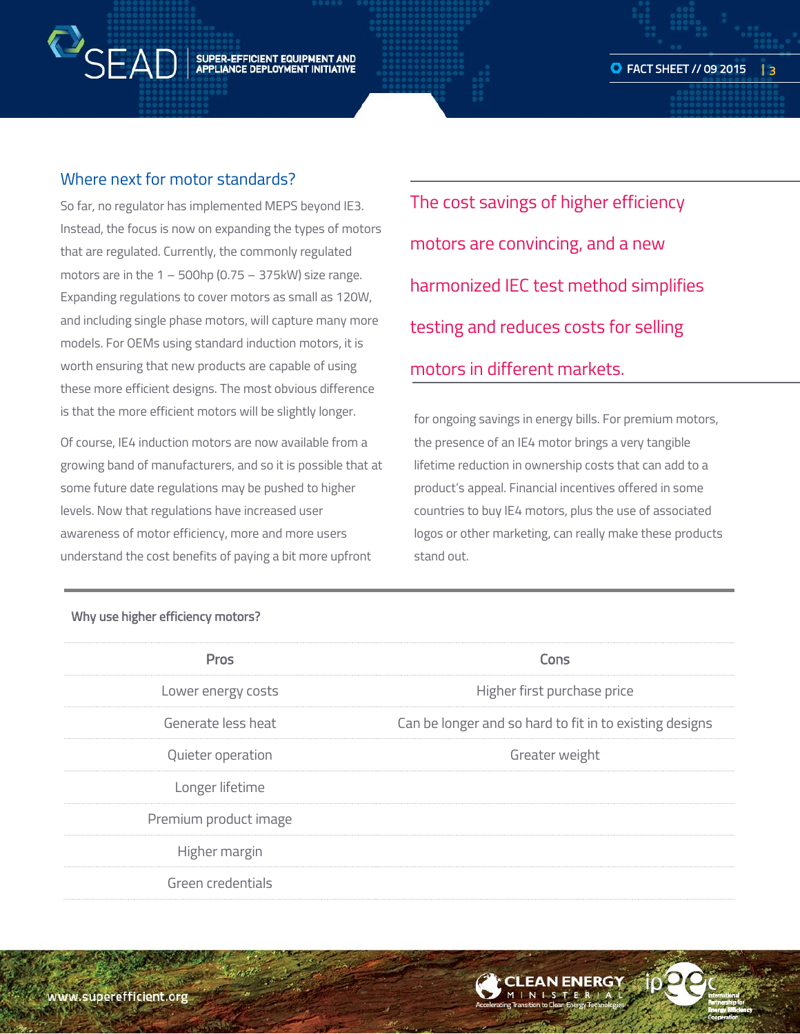## Where next for motor standards?

So far, no regulator has implemented MEPS beyond IE3. Instead, the focus is now on expanding the types of motors that are regulated. Currently, the commonly regulated motors are in the 1 – 500hp (0.75 – 375kW) size range. Expanding regulations to cover motors as small as 120W, and including single phase motors, will capture many more models. For OEMs using standard induction motors, it is worth ensuring that new products are capable of using these more efficient designs. The most obvious difference is that the more efficient motors will be slightly longer.

Of course, IE4 induction motors are now available from a growing band of manufacturers, and so it is possible that at some future date regulations may be pushed to higher levels. Now that regulations have increased user awareness of motor efficiency, more and more users understand the cost benefits of paying a bit more upfront for ongoing savings in energy bills. For premium motors, the presence of an IE4 motor brings a very tangible lifetime reduction in ownership costs that can add to a product's appeal. Financial incentives offered in some countries to buy IE4 motors, plus the use of associated logos or other marketing, can really make these products stand out.

> The cost savings of higher efficiency motors are convincing, and a new harmonized IEC test method simplifies testing and reduces costs for selling motors in different markets.

**Why use higher efficiency motors?**

| Pros | Cons |
|---|---|
| Lower energy costs | Higher first purchase price |
| Generate less heat | Can be longer and so hard to fit in to existing designs |
| Quieter operation | Greater weight |
| Longer lifetime | |
| Premium product image | |
| Higher margin | |
| Green credentials | |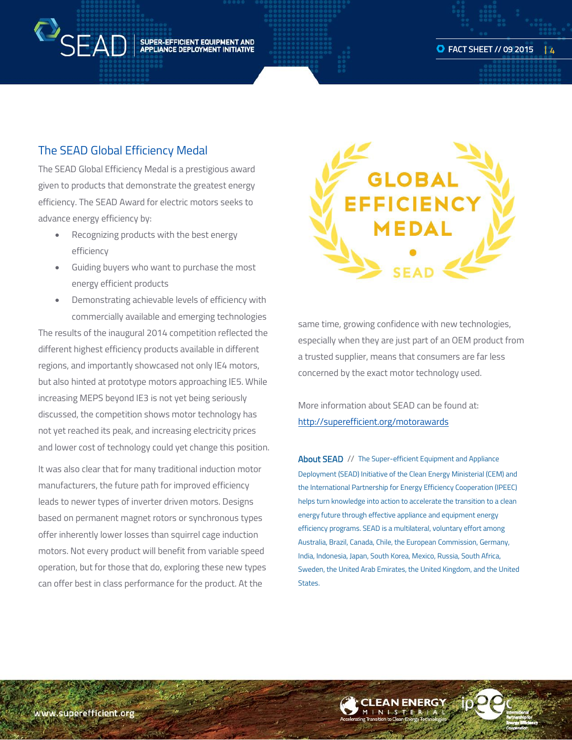## The SEAD Global Efficiency Medal

The SEAD Global Efficiency Medal is a prestigious award given to products that demonstrate the greatest energy efficiency. The SEAD Award for electric motors seeks to advance energy efficiency by:

- Recognizing products with the best energy efficiency
- Guiding buyers who want to purchase the most energy efficient products
- Demonstrating achievable levels of efficiency with commercially available and emerging technologies

The results of the inaugural 2014 competition reflected the different highest efficiency products available in different regions, and importantly showcased not only IE4 motors, but also hinted at prototype motors approaching IE5. While increasing MEPS beyond IE3 is not yet being seriously discussed, the competition shows motor technology has not yet reached its peak, and increasing electricity prices and lower cost of technology could yet change this position.

It was also clear that for many traditional induction motor manufacturers, the future path for improved efficiency leads to newer types of inverter driven motors. Designs based on permanent magnet rotors or synchronous types offer inherently lower losses than squirrel cage induction motors. Not every product will benefit from variable speed operation, but for those that do, exploring these new types can offer best in class performance for the product. At the same time, growing confidence with new technologies, especially when they are just part of an OEM product from a trusted supplier, means that consumers are far less concerned by the exact motor technology used.

More information about SEAD can be found at: http://superefficient.org/motorawards

**About SEAD** // The Super-efficient Equipment and Appliance Deployment (SEAD) Initiative of the Clean Energy Ministerial (CEM) and the International Partnership for Energy Efficiency Cooperation (IPEEC) helps turn knowledge into action to accelerate the transition to a clean energy future through effective appliance and equipment energy efficiency programs. SEAD is a multilateral, voluntary effort among Australia, Brazil, Canada, Chile, the European Commission, Germany, India, Indonesia, Japan, South Korea, Mexico, Russia, South Africa, Sweden, the United Arab Emirates, the United Kingdom, and the United States.